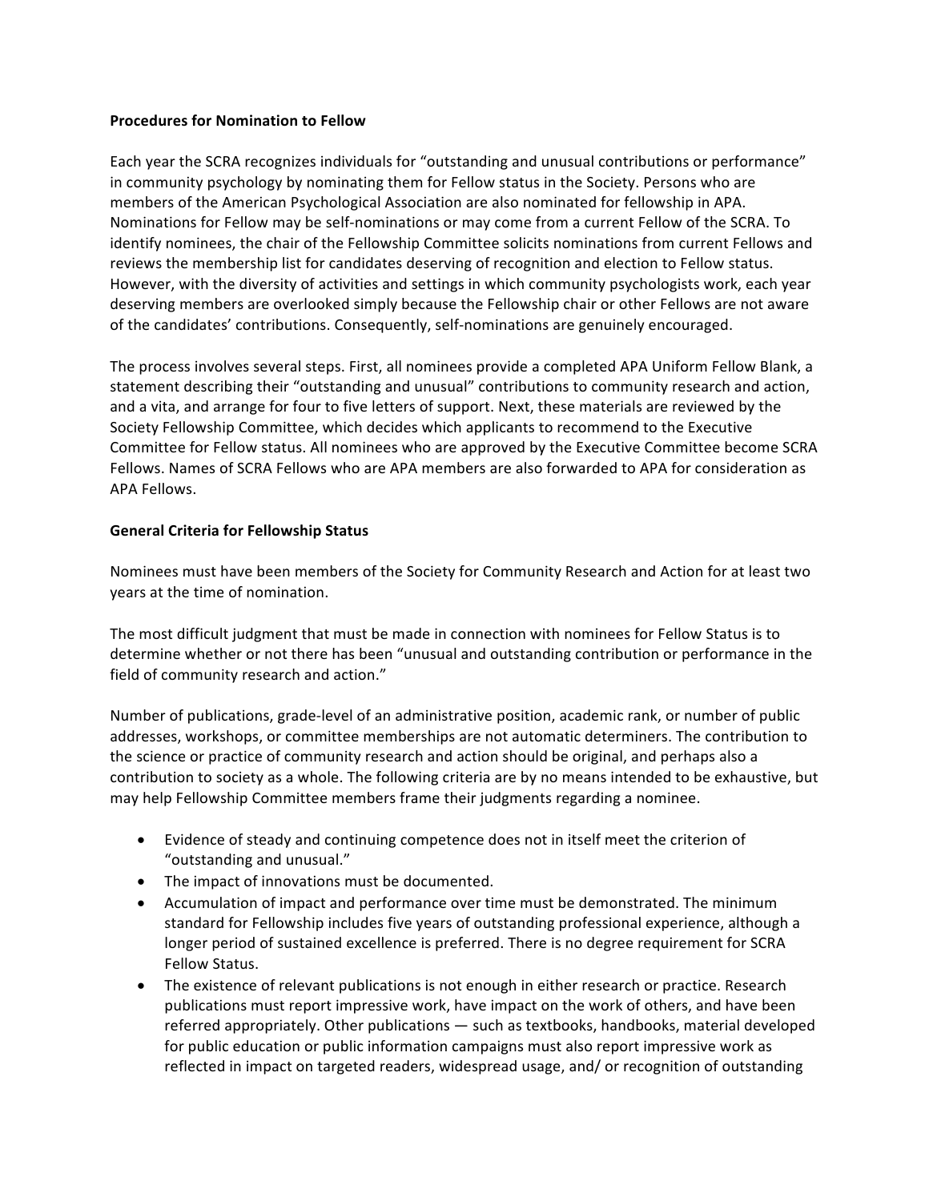**Procedures for Nomination to Fellow**

Each year the SCRA recognizes individuals for "outstanding and unusual contributions or performance" in community psychology by nominating them for Fellow status in the Society. Persons who are members of the American Psychological Association are also nominated for fellowship in APA. Nominations for Fellow may be self-nominations or may come from a current Fellow of the SCRA. To identify nominees, the chair of the Fellowship Committee solicits nominations from current Fellows and reviews the membership list for candidates deserving of recognition and election to Fellow status. However, with the diversity of activities and settings in which community psychologists work, each year deserving members are overlooked simply because the Fellowship chair or other Fellows are not aware of the candidates' contributions. Consequently, self-nominations are genuinely encouraged.

The process involves several steps. First, all nominees provide a completed APA Uniform Fellow Blank, a statement describing their "outstanding and unusual" contributions to community research and action, and a vita, and arrange for four to five letters of support. Next, these materials are reviewed by the Society Fellowship Committee, which decides which applicants to recommend to the Executive Committee for Fellow status. All nominees who are approved by the Executive Committee become SCRA Fellows. Names of SCRA Fellows who are APA members are also forwarded to APA for consideration as APA Fellows.

**General Criteria for Fellowship Status**

Nominees must have been members of the Society for Community Research and Action for at least two years at the time of nomination.

The most difficult judgment that must be made in connection with nominees for Fellow Status is to determine whether or not there has been "unusual and outstanding contribution or performance in the field of community research and action."

Number of publications, grade-level of an administrative position, academic rank, or number of public addresses, workshops, or committee memberships are not automatic determiners. The contribution to the science or practice of community research and action should be original, and perhaps also a contribution to society as a whole. The following criteria are by no means intended to be exhaustive, but may help Fellowship Committee members frame their judgments regarding a nominee.

- Evidence of steady and continuing competence does not in itself meet the criterion of "outstanding and unusual."
- The impact of innovations must be documented.
- Accumulation of impact and performance over time must be demonstrated. The minimum standard for Fellowship includes five years of outstanding professional experience, although a longer period of sustained excellence is preferred. There is no degree requirement for SCRA Fellow Status.
- The existence of relevant publications is not enough in either research or practice. Research publications must report impressive work, have impact on the work of others, and have been referred appropriately. Other publications — such as textbooks, handbooks, material developed for public education or public information campaigns must also report impressive work as reflected in impact on targeted readers, widespread usage, and/ or recognition of outstanding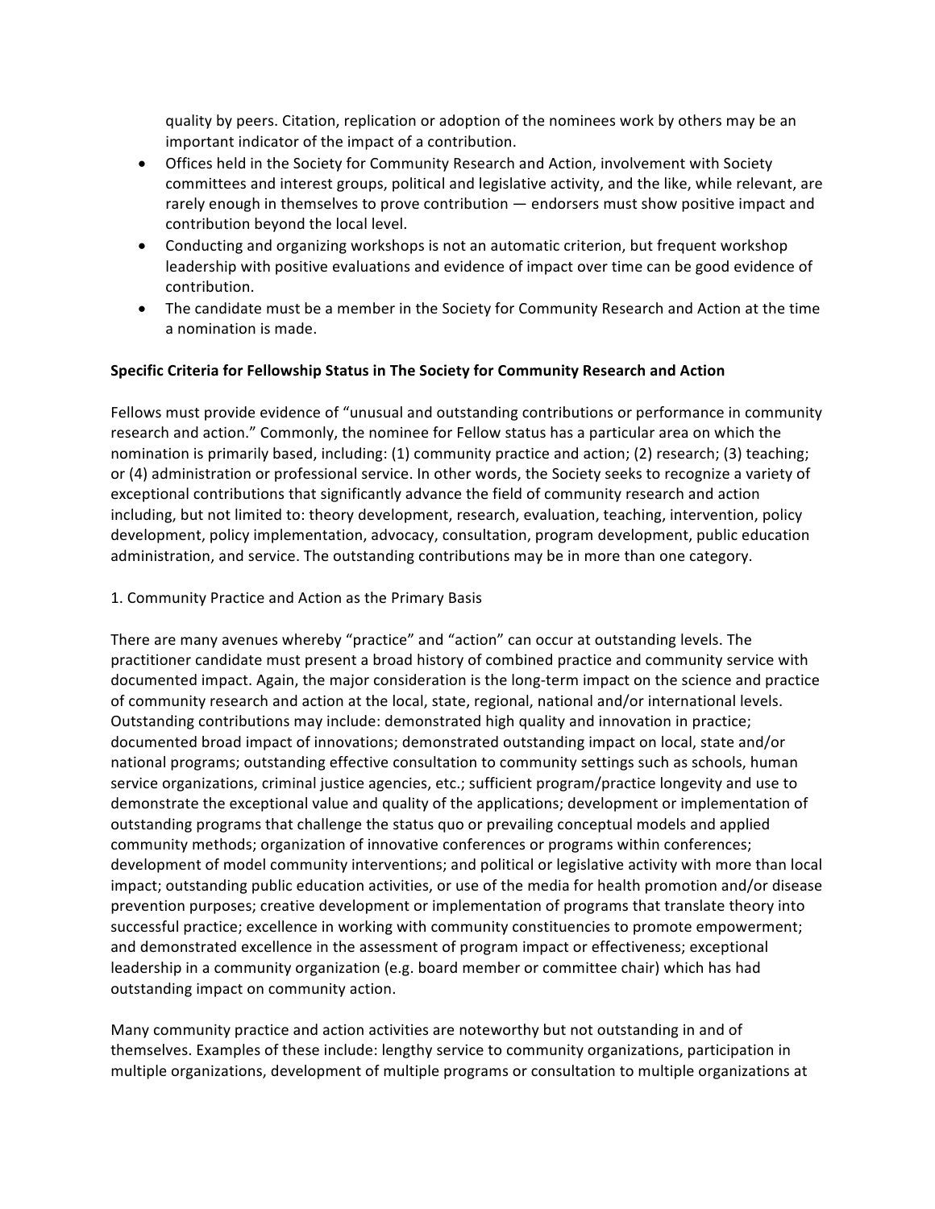quality by peers. Citation, replication or adoption of the nominees work by others may be an important indicator of the impact of a contribution.

- Offices held in the Society for Community Research and Action, involvement with Society committees and interest groups, political and legislative activity, and the like, while relevant, are rarely enough in themselves to prove contribution — endorsers must show positive impact and contribution beyond the local level.
- Conducting and organizing workshops is not an automatic criterion, but frequent workshop leadership with positive evaluations and evidence of impact over time can be good evidence of contribution.
- The candidate must be a member in the Society for Community Research and Action at the time a nomination is made.

**Specific Criteria for Fellowship Status in The Society for Community Research and Action**

Fellows must provide evidence of "unusual and outstanding contributions or performance in community research and action." Commonly, the nominee for Fellow status has a particular area on which the nomination is primarily based, including: (1) community practice and action; (2) research; (3) teaching; or (4) administration or professional service. In other words, the Society seeks to recognize a variety of exceptional contributions that significantly advance the field of community research and action including, but not limited to: theory development, research, evaluation, teaching, intervention, policy development, policy implementation, advocacy, consultation, program development, public education administration, and service. The outstanding contributions may be in more than one category.

1. Community Practice and Action as the Primary Basis

There are many avenues whereby "practice" and "action" can occur at outstanding levels. The practitioner candidate must present a broad history of combined practice and community service with documented impact. Again, the major consideration is the long-term impact on the science and practice of community research and action at the local, state, regional, national and/or international levels. Outstanding contributions may include: demonstrated high quality and innovation in practice; documented broad impact of innovations; demonstrated outstanding impact on local, state and/or national programs; outstanding effective consultation to community settings such as schools, human service organizations, criminal justice agencies, etc.; sufficient program/practice longevity and use to demonstrate the exceptional value and quality of the applications; development or implementation of outstanding programs that challenge the status quo or prevailing conceptual models and applied community methods; organization of innovative conferences or programs within conferences; development of model community interventions; and political or legislative activity with more than local impact; outstanding public education activities, or use of the media for health promotion and/or disease prevention purposes; creative development or implementation of programs that translate theory into successful practice; excellence in working with community constituencies to promote empowerment; and demonstrated excellence in the assessment of program impact or effectiveness; exceptional leadership in a community organization (e.g. board member or committee chair) which has had outstanding impact on community action.

Many community practice and action activities are noteworthy but not outstanding in and of themselves. Examples of these include: lengthy service to community organizations, participation in multiple organizations, development of multiple programs or consultation to multiple organizations at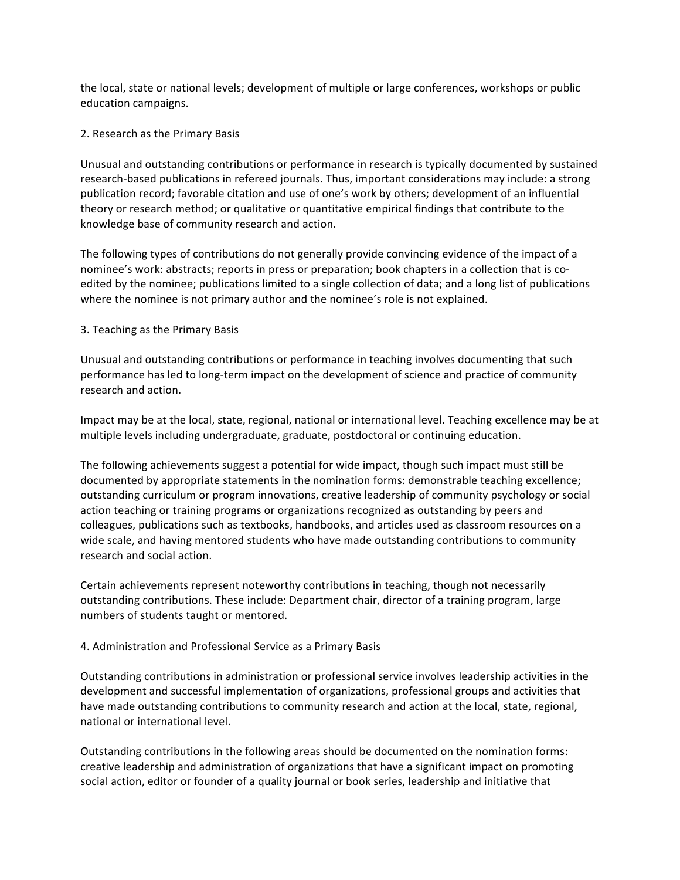the local, state or national levels; development of multiple or large conferences, workshops or public education campaigns.

2. Research as the Primary Basis

Unusual and outstanding contributions or performance in research is typically documented by sustained research-based publications in refereed journals. Thus, important considerations may include: a strong publication record; favorable citation and use of one's work by others; development of an influential theory or research method; or qualitative or quantitative empirical findings that contribute to the knowledge base of community research and action.

The following types of contributions do not generally provide convincing evidence of the impact of a nominee's work: abstracts; reports in press or preparation; book chapters in a collection that is co-edited by the nominee; publications limited to a single collection of data; and a long list of publications where the nominee is not primary author and the nominee's role is not explained.

3. Teaching as the Primary Basis

Unusual and outstanding contributions or performance in teaching involves documenting that such performance has led to long-term impact on the development of science and practice of community research and action.

Impact may be at the local, state, regional, national or international level. Teaching excellence may be at multiple levels including undergraduate, graduate, postdoctoral or continuing education.

The following achievements suggest a potential for wide impact, though such impact must still be documented by appropriate statements in the nomination forms: demonstrable teaching excellence; outstanding curriculum or program innovations, creative leadership of community psychology or social action teaching or training programs or organizations recognized as outstanding by peers and colleagues, publications such as textbooks, handbooks, and articles used as classroom resources on a wide scale, and having mentored students who have made outstanding contributions to community research and social action.

Certain achievements represent noteworthy contributions in teaching, though not necessarily outstanding contributions. These include: Department chair, director of a training program, large numbers of students taught or mentored.

4. Administration and Professional Service as a Primary Basis

Outstanding contributions in administration or professional service involves leadership activities in the development and successful implementation of organizations, professional groups and activities that have made outstanding contributions to community research and action at the local, state, regional, national or international level.

Outstanding contributions in the following areas should be documented on the nomination forms: creative leadership and administration of organizations that have a significant impact on promoting social action, editor or founder of a quality journal or book series, leadership and initiative that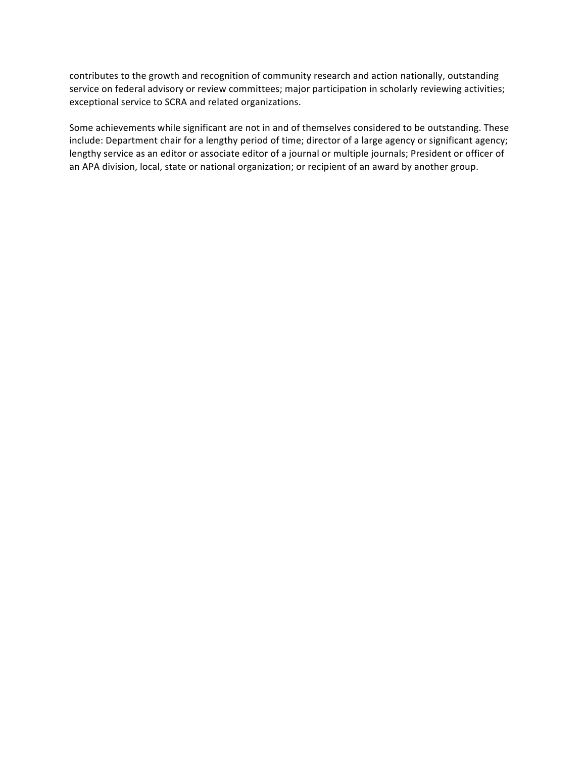contributes to the growth and recognition of community research and action nationally, outstanding service on federal advisory or review committees; major participation in scholarly reviewing activities; exceptional service to SCRA and related organizations.

Some achievements while significant are not in and of themselves considered to be outstanding. These include: Department chair for a lengthy period of time; director of a large agency or significant agency; lengthy service as an editor or associate editor of a journal or multiple journals; President or officer of an APA division, local, state or national organization; or recipient of an award by another group.